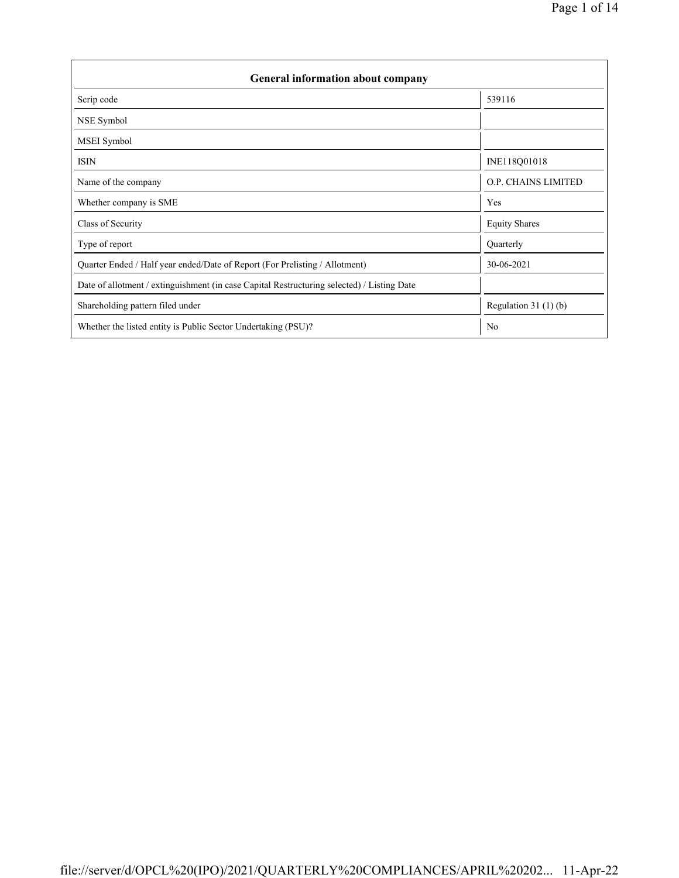| General information about company | |
|---|---|
| Scrip code | 539116 |
| NSE Symbol | |
| MSEI Symbol | |
| ISIN | INE118Q01018 |
| Name of the company | O.P. CHAINS LIMITED |
| Whether company is SME | Yes |
| Class of Security | Equity Shares |
| Type of report | Quarterly |
| Quarter Ended / Half year ended/Date of Report (For Prelisting / Allotment) | 30-06-2021 |
| Date of allotment / extinguishment (in case Capital Restructuring selected) / Listing Date | |
| Shareholding pattern filed under | Regulation 31 (1) (b) |
| Whether the listed entity is Public Sector Undertaking (PSU)? | No |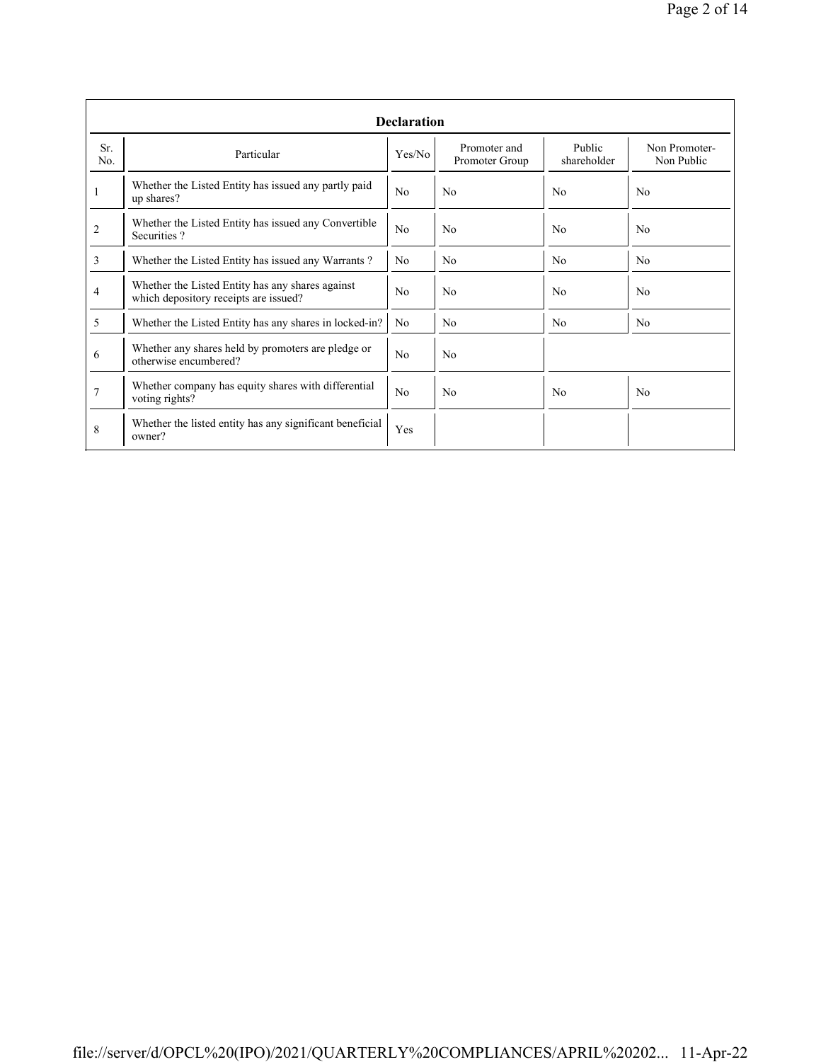| Declaration | | | | | |
|---|---|---|---|---|---|
| Sr. No. | Particular | Yes/No | Promoter and Promoter Group | Public shareholder | Non Promoter-Non Public |
| 1 | Whether the Listed Entity has issued any partly paid up shares? | No | No | No | No |
| 2 | Whether the Listed Entity has issued any Convertible Securities ? | No | No | No | No |
| 3 | Whether the Listed Entity has issued any Warrants ? | No | No | No | No |
| 4 | Whether the Listed Entity has any shares against which depository receipts are issued? | No | No | No | No |
| 5 | Whether the Listed Entity has any shares in locked-in? | No | No | No | No |
| 6 | Whether any shares held by promoters are pledge or otherwise encumbered? | No | No | | |
| 7 | Whether company has equity shares with differential voting rights? | No | No | No | No |
| 8 | Whether the listed entity has any significant beneficial owner? | Yes | | | |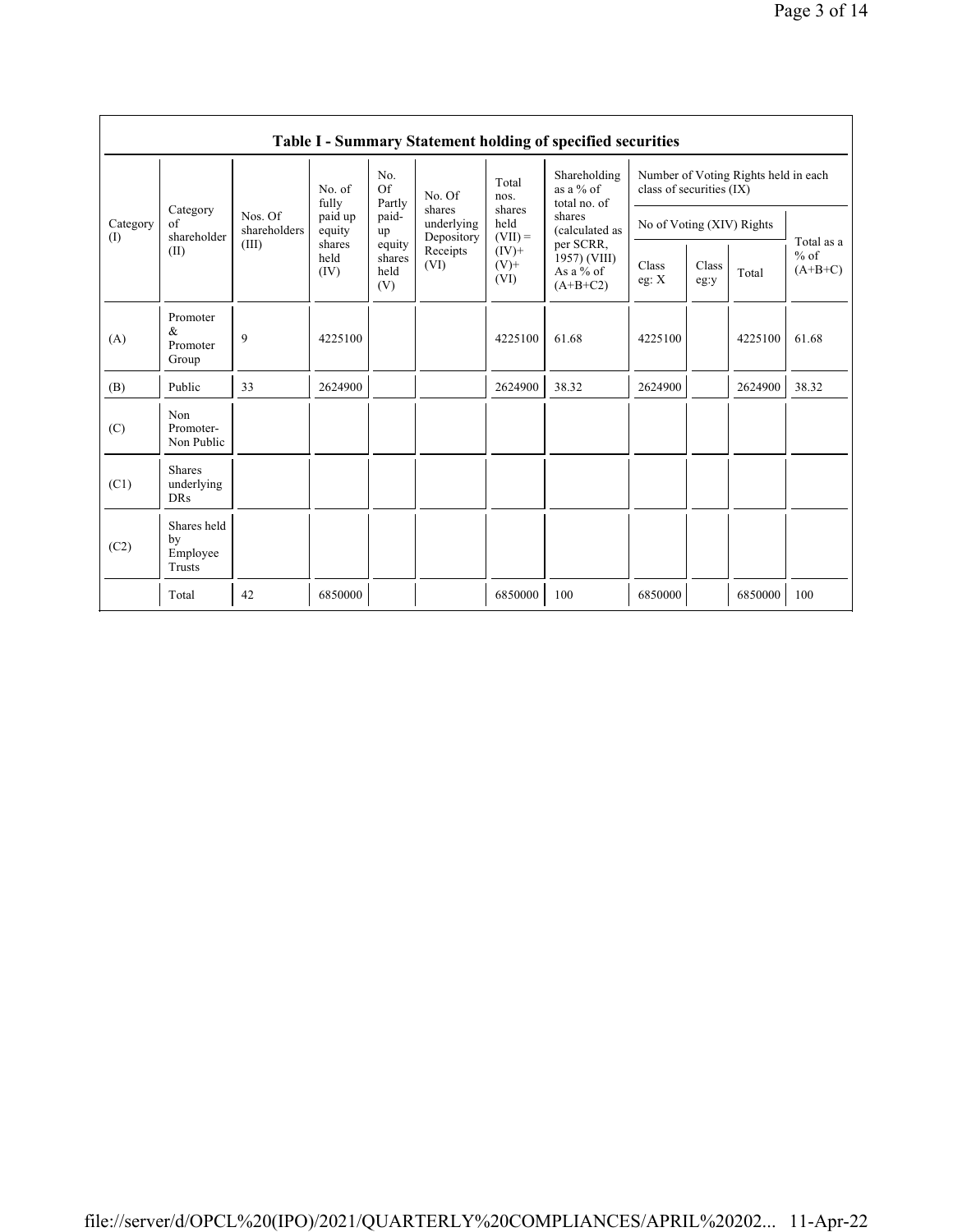## Table I - Summary Statement holding of specified securities

| Category (I) | Category of shareholder (II) | Nos. Of shareholders (III) | No. of fully paid up equity shares held (IV) | No. Of Partly paid-up equity shares held (V) | No. Of shares underlying Depository Receipts (VI) | Total nos. shares held (VII) = (IV)+ (V)+ (VI) | Shareholding as a % of total no. of shares (calculated as per SCRR, 1957) (VIII) As a % of (A+B+C2) | Number of Voting Rights held in each class of securities (IX) | | | |
|---|---|---|---|---|---|---|---|---|---|---|---|
| | | | | | | | | No of Voting (XIV) Rights | | | Total as a % of (A+B+C) |
| | | | | | | | | Class eg: X | Class eg:y | Total | |
| (A) | Promoter & Promoter Group | 9 | 4225100 | | | 4225100 | 61.68 | 4225100 | | 4225100 | 61.68 |
| (B) | Public | 33 | 2624900 | | | 2624900 | 38.32 | 2624900 | | 2624900 | 38.32 |
| (C) | Non Promoter- Non Public | | | | | | | | | | |
| (C1) | Shares underlying DRs | | | | | | | | | | |
| (C2) | Shares held by Employee Trusts | | | | | | | | | | |
| | Total | 42 | 6850000 | | | 6850000 | 100 | 6850000 | | 6850000 | 100 |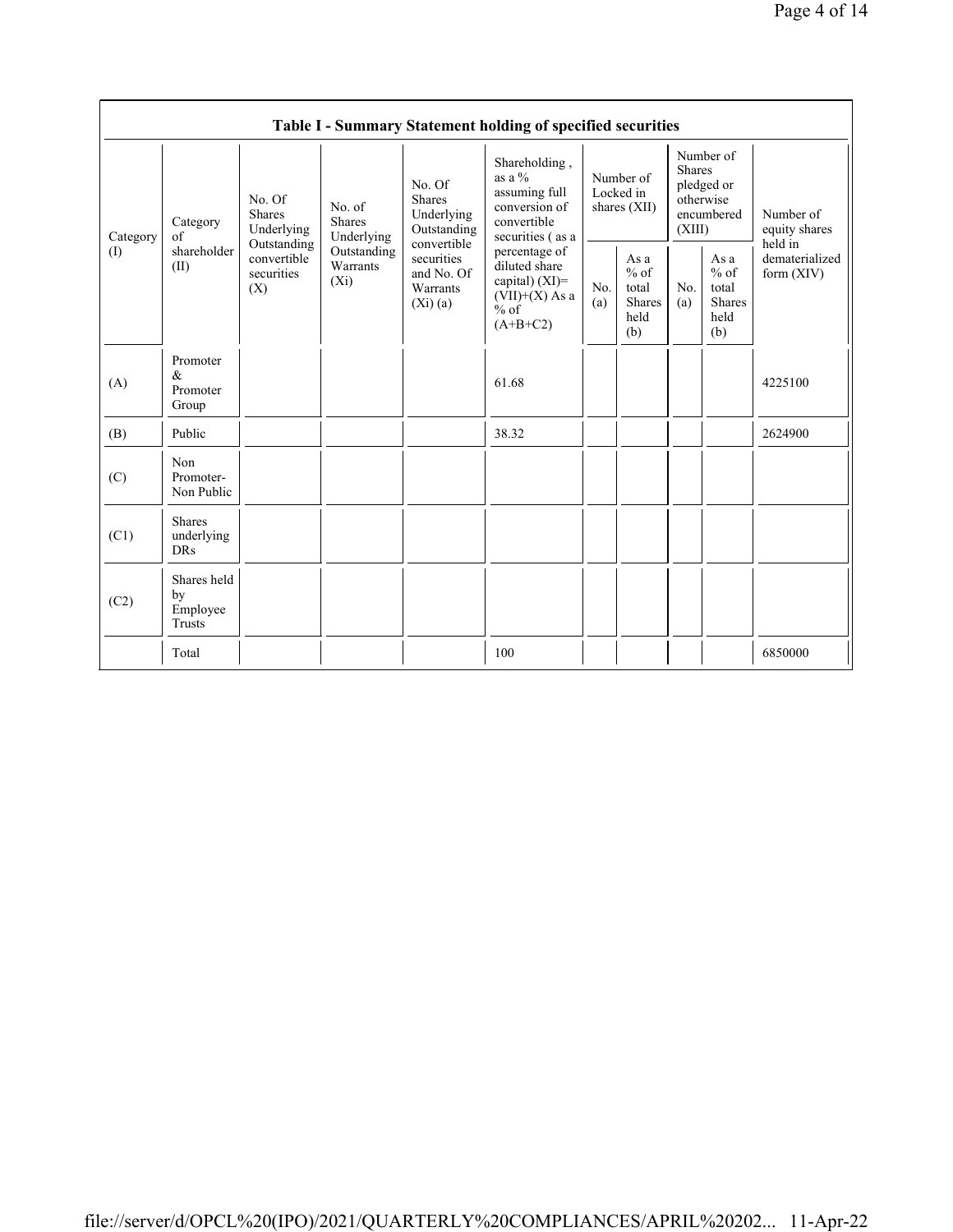**Table I - Summary Statement holding of specified securities**

| Category (I) | Category of shareholder (II) | No. Of Shares Underlying Outstanding convertible securities (X) | No. of Shares Underlying Outstanding Warrants (Xi) | No. Of Shares Underlying Outstanding convertible securities and No. Of Warrants (Xi) (a) | Shareholding , as a % assuming full conversion of convertible securities ( as a percentage of diluted share capital) (XI)= (VII)+(X) As a % of (A+B+C2) | Number of Locked in shares (XII) | | Number of Shares pledged or otherwise encumbered (XIII) | | Number of equity shares held in dematerialized form (XIV) |
|---|---|---|---|---|---|---|---|---|---|---|
| | | | | | | No. (a) | As a % of total Shares held (b) | No. (a) | As a % of total Shares held (b) | |
| (A) | Promoter & Promoter Group | | | | 61.68 | | | | | 4225100 |
| (B) | Public | | | | 38.32 | | | | | 2624900 |
| (C) | Non Promoter- Non Public | | | | | | | | | |
| (C1) | Shares underlying DRs | | | | | | | | | |
| (C2) | Shares held by Employee Trusts | | | | | | | | | |
| | Total | | | | 100 | | | | | 6850000 |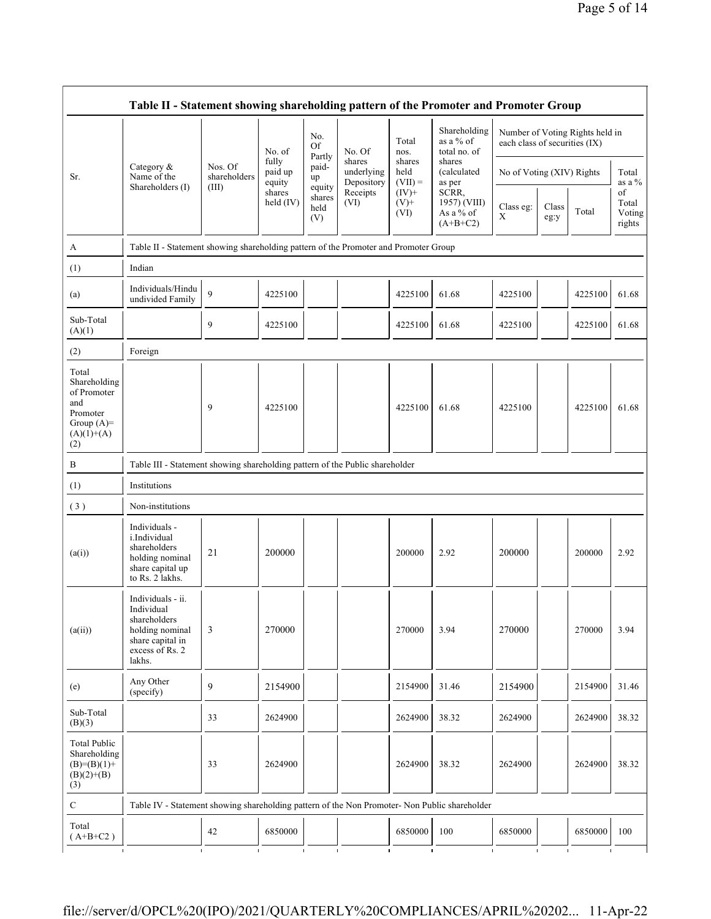| Sr. | Category & Name of the Shareholders (I) | Nos. Of shareholders (III) | No. of fully paid up equity shares held (IV) | No. Of Partly paid-up equity shares held (V) | No. Of shares underlying Depository Receipts (VI) | Total nos. shares held (VII) = (IV)+ (V)+ (VI) | Shareholding as a % of total no. of shares (calculated as per SCRR, 1957) (VIII) As a % of (A+B+C2) | Number of Voting Rights held in each class of securities (IX) | | | |
|---|---|---|---|---|---|---|---|---|---|---|---|
| | | | | | | | | No of Voting (XIV) Rights | | | Total as a % of Total Voting rights |
| | | | | | | | | Class eg: X | Class eg:y | Total | |
| A | Table II - Statement showing shareholding pattern of the Promoter and Promoter Group | | | | | | | | | | |
| (1) | Indian | | | | | | | | | | |
| (a) | Individuals/Hindu undivided Family | 9 | 4225100 | | | 4225100 | 61.68 | 4225100 | | 4225100 | 61.68 |
| Sub-Total (A)(1) | | 9 | 4225100 | | | 4225100 | 61.68 | 4225100 | | 4225100 | 61.68 |
| (2) | Foreign | | | | | | | | | | |
| Total Shareholding of Promoter and Promoter Group (A)=(A)(1)+(A)(2) | | 9 | 4225100 | | | 4225100 | 61.68 | 4225100 | | 4225100 | 61.68 |
| B | Table III - Statement showing shareholding pattern of the Public shareholder | | | | | | | | | | |
| (1) | Institutions | | | | | | | | | | |
| (3) | Non-institutions | | | | | | | | | | |
| (a(i)) | Individuals - i.Individual shareholders holding nominal share capital up to Rs. 2 lakhs. | 21 | 200000 | | | 200000 | 2.92 | 200000 | | 200000 | 2.92 |
| (a(ii)) | Individuals - ii. Individual shareholders holding nominal share capital in excess of Rs. 2 lakhs. | 3 | 270000 | | | 270000 | 3.94 | 270000 | | 270000 | 3.94 |
| (e) | Any Other (specify) | 9 | 2154900 | | | 2154900 | 31.46 | 2154900 | | 2154900 | 31.46 |
| Sub-Total (B)(3) | | 33 | 2624900 | | | 2624900 | 38.32 | 2624900 | | 2624900 | 38.32 |
| Total Public Shareholding (B)=(B)(1)+(B)(2)+(B)(3) | | 33 | 2624900 | | | 2624900 | 38.32 | 2624900 | | 2624900 | 38.32 |
| C | Table IV - Statement showing shareholding pattern of the Non Promoter- Non Public shareholder | | | | | | | | | | |
| Total ( A+B+C2 ) | | 42 | 6850000 | | | 6850000 | 100 | 6850000 | | 6850000 | 100 |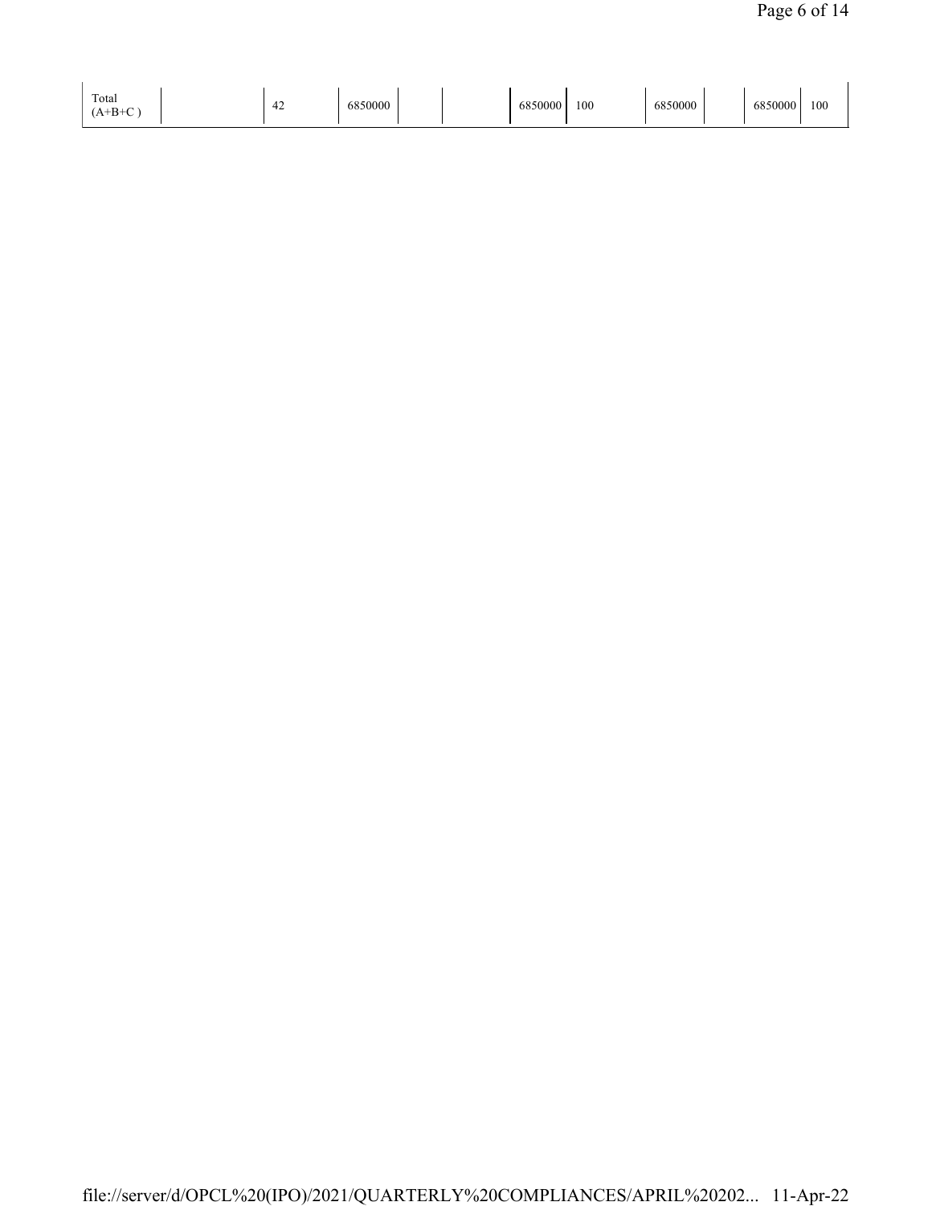| | | | | | | | | | | | |
|---|---|---|---|---|---|---|---|---|---|---|---|
| Total (A+B+C ) | | 42 | 6850000 | | | 6850000 | 100 | 6850000 | | 6850000 | 100 |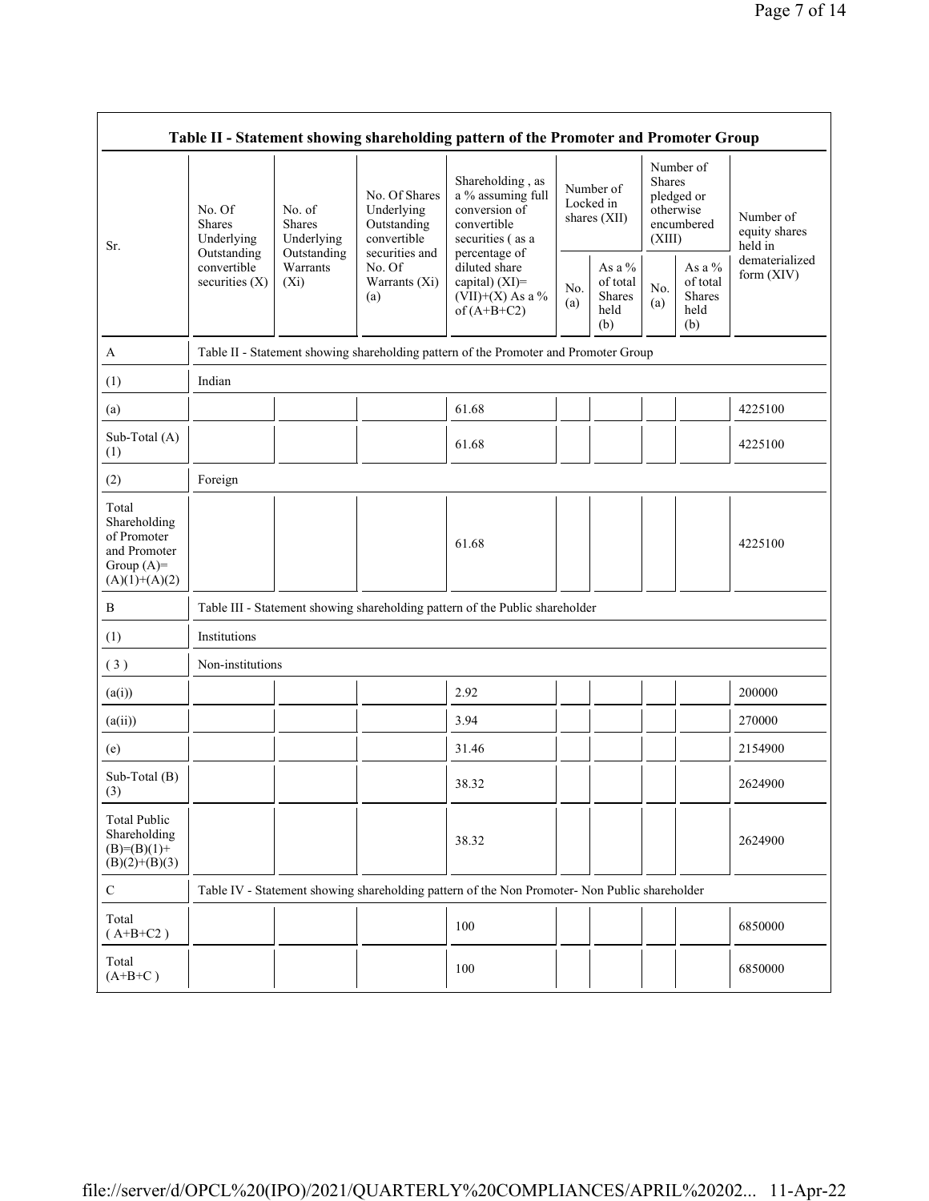| Table II - Statement showing shareholding pattern of the Promoter and Promoter Group | | | | | | | | | |
|---|---|---|---|---|---|---|---|---|---|
| Sr. | No. Of Shares Underlying Outstanding convertible securities (X) | No. of Shares Underlying Outstanding Warrants (Xi) | No. Of Shares Underlying Outstanding convertible securities and No. Of Warrants (Xi) (a) | Shareholding , as a % assuming full conversion of convertible securities ( as a percentage of diluted share capital) (XI)= (VII)+(X) As a % of (A+B+C2) | Number of Locked in shares (XII) | | Number of Shares pledged or otherwise encumbered (XIII) | | Number of equity shares held in dematerialized form (XIV) |
| | | | | | No. (a) | As a % of total Shares held (b) | No. (a) | As a % of total Shares held (b) | |
| A | Table II - Statement showing shareholding pattern of the Promoter and Promoter Group | | | | | | | | |
| (1) | Indian | | | | | | | | |
| (a) | | | | 61.68 | | | | | 4225100 |
| Sub-Total (A) (1) | | | | 61.68 | | | | | 4225100 |
| (2) | Foreign | | | | | | | | |
| Total Shareholding of Promoter and Promoter Group (A)= (A)(1)+(A)(2) | | | | 61.68 | | | | | 4225100 |
| B | Table III - Statement showing shareholding pattern of the Public shareholder | | | | | | | | |
| (1) | Institutions | | | | | | | | |
| ( 3 ) | Non-institutions | | | | | | | | |
| (a(i)) | | | | 2.92 | | | | | 200000 |
| (a(ii)) | | | | 3.94 | | | | | 270000 |
| (e) | | | | 31.46 | | | | | 2154900 |
| Sub-Total (B) (3) | | | | 38.32 | | | | | 2624900 |
| Total Public Shareholding (B)=(B)(1)+ (B)(2)+(B)(3) | | | | 38.32 | | | | | 2624900 |
| C | Table IV - Statement showing shareholding pattern of the Non Promoter- Non Public shareholder | | | | | | | | |
| Total ( A+B+C2 ) | | | | 100 | | | | | 6850000 |
| Total (A+B+C ) | | | | 100 | | | | | 6850000 |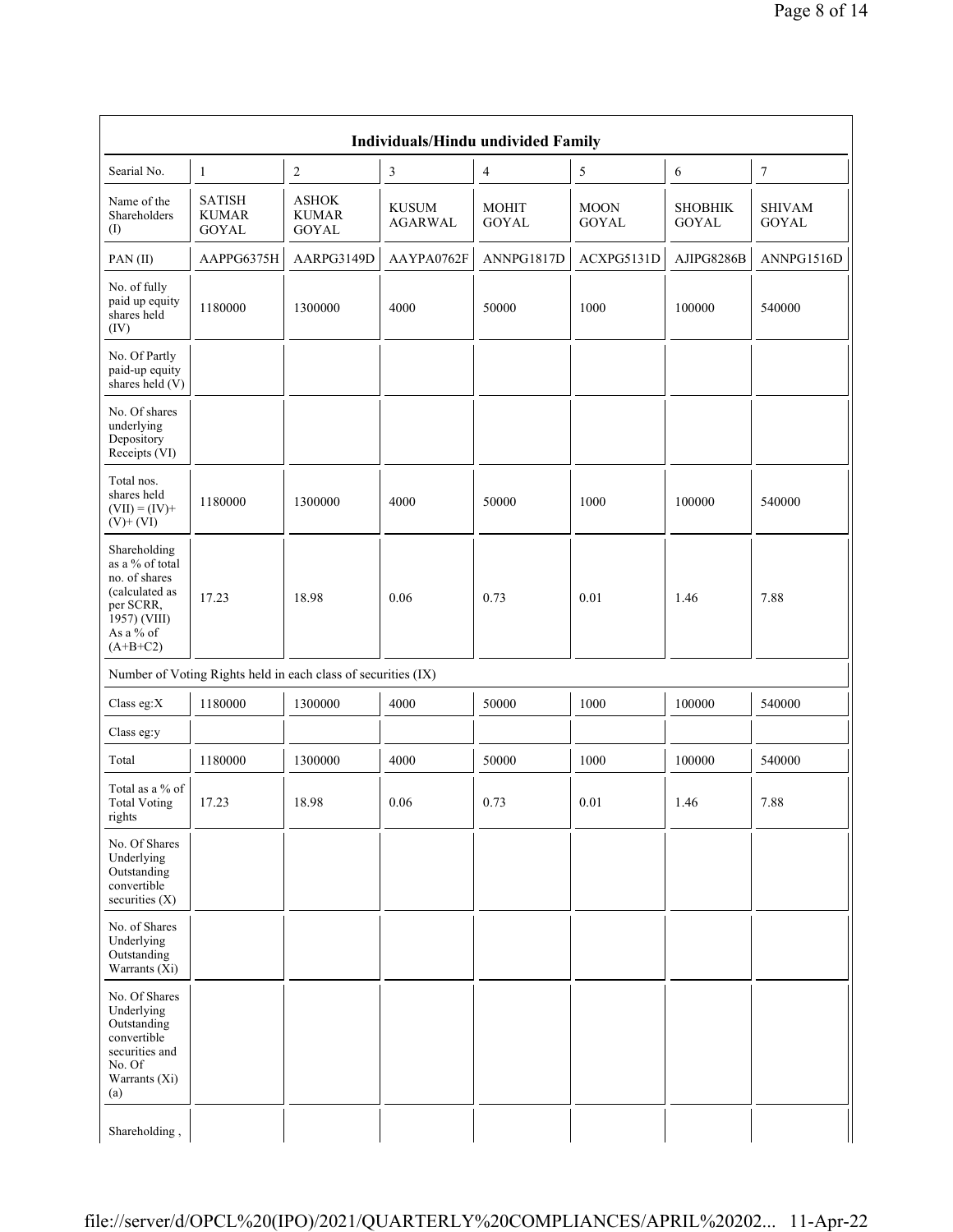| Individuals/Hindu undivided Family | | | | | | | |
|---|---|---|---|---|---|---|---|
| Searial No. | 1 | 2 | 3 | 4 | 5 | 6 | 7 |
| Name of the Shareholders (I) | SATISH KUMAR GOYAL | ASHOK KUMAR GOYAL | KUSUM AGARWAL | MOHIT GOYAL | MOON GOYAL | SHOBHIK GOYAL | SHIVAM GOYAL |
| PAN (II) | AAPPG6375H | AARPG3149D | AAYPA0762F | ANNPG1817D | ACXPG5131D | AJIPG8286B | ANNPG1516D |
| No. of fully paid up equity shares held (IV) | 1180000 | 1300000 | 4000 | 50000 | 1000 | 100000 | 540000 |
| No. Of Partly paid-up equity shares held (V) | | | | | | | |
| No. Of shares underlying Depository Receipts (VI) | | | | | | | |
| Total nos. shares held (VII) = (IV)+ (V)+ (VI) | 1180000 | 1300000 | 4000 | 50000 | 1000 | 100000 | 540000 |
| Shareholding as a % of total no. of shares (calculated as per SCRR, 1957) (VIII) As a % of (A+B+C2) | 17.23 | 18.98 | 0.06 | 0.73 | 0.01 | 1.46 | 7.88 |
| Number of Voting Rights held in each class of securities (IX) | | | | | | | |
| Class eg:X | 1180000 | 1300000 | 4000 | 50000 | 1000 | 100000 | 540000 |
| Class eg:y | | | | | | | |
| Total | 1180000 | 1300000 | 4000 | 50000 | 1000 | 100000 | 540000 |
| Total as a % of Total Voting rights | 17.23 | 18.98 | 0.06 | 0.73 | 0.01 | 1.46 | 7.88 |
| No. Of Shares Underlying Outstanding convertible securities (X) | | | | | | | |
| No. of Shares Underlying Outstanding Warrants (Xi) | | | | | | | |
| No. Of Shares Underlying Outstanding convertible securities and No. Of Warrants (Xi) (a) | | | | | | | |
| Shareholding , | | | | | | | |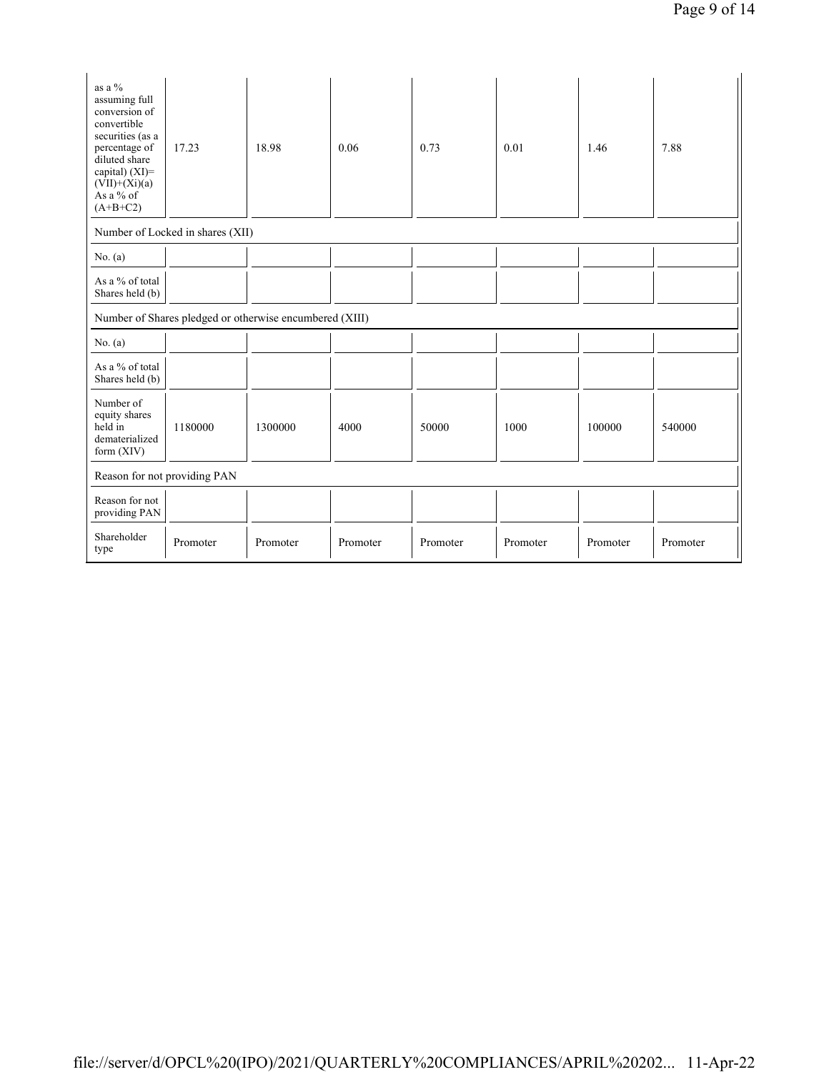| as a % assuming full conversion of convertible securities (as a percentage of diluted share capital) (XI)= (VII)+(Xi)(a) As a % of (A+B+C2) | 17.23 | 18.98 | 0.06 | 0.73 | 0.01 | 1.46 | 7.88 |
|---|---|---|---|---|---|---|---|
| Number of Locked in shares (XII) | | | | | | | |
| No. (a) | | | | | | | |
| As a % of total Shares held (b) | | | | | | | |
| Number of Shares pledged or otherwise encumbered (XIII) | | | | | | | |
| No. (a) | | | | | | | |
| As a % of total Shares held (b) | | | | | | | |
| Number of equity shares held in dematerialized form (XIV) | 1180000 | 1300000 | 4000 | 50000 | 1000 | 100000 | 540000 |
| Reason for not providing PAN | | | | | | | |
| Reason for not providing PAN | | | | | | | |
| Shareholder type | Promoter | Promoter | Promoter | Promoter | Promoter | Promoter | Promoter |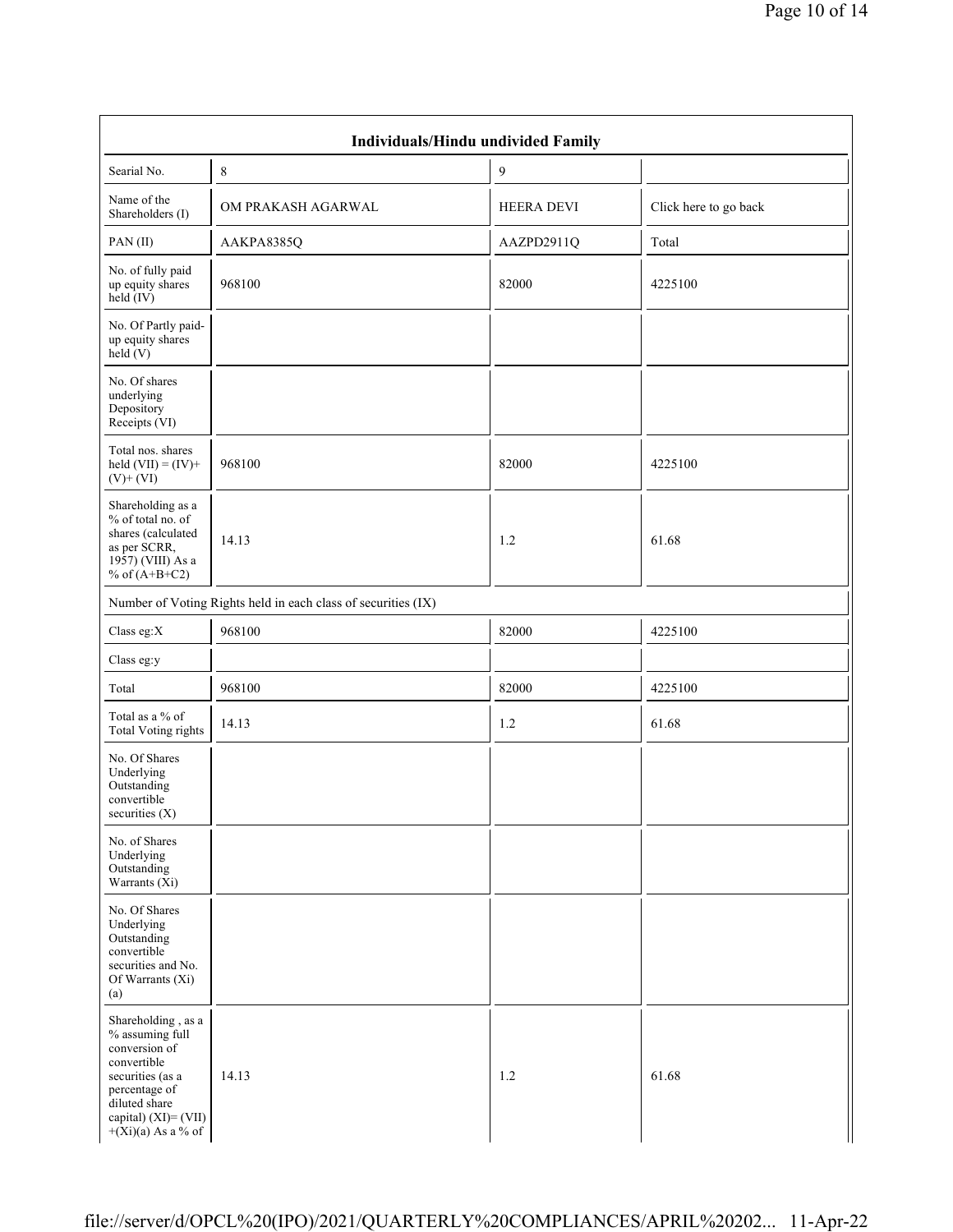| Individuals/Hindu undivided Family | | | |
|---|---|---|---|
| Searial No. | 8 | 9 | |
| Name of the Shareholders (I) | OM PRAKASH AGARWAL | HEERA DEVI | Click here to go back |
| PAN (II) | AAKPA8385Q | AAZPD2911Q | Total |
| No. of fully paid up equity shares held (IV) | 968100 | 82000 | 4225100 |
| No. Of Partly paid-up equity shares held (V) | | | |
| No. Of shares underlying Depository Receipts (VI) | | | |
| Total nos. shares held (VII) = (IV)+ (V)+ (VI) | 968100 | 82000 | 4225100 |
| Shareholding as a % of total no. of shares (calculated as per SCRR, 1957) (VIII) As a % of (A+B+C2) | 14.13 | 1.2 | 61.68 |
| Number of Voting Rights held in each class of securities (IX) | | | |
| Class eg:X | 968100 | 82000 | 4225100 |
| Class eg:y | | | |
| Total | 968100 | 82000 | 4225100 |
| Total as a % of Total Voting rights | 14.13 | 1.2 | 61.68 |
| No. Of Shares Underlying Outstanding convertible securities (X) | | | |
| No. of Shares Underlying Outstanding Warrants (Xi) | | | |
| No. Of Shares Underlying Outstanding convertible securities and No. Of Warrants (Xi) (a) | | | |
| Shareholding , as a % assuming full conversion of convertible securities (as a percentage of diluted share capital) (XI)= (VII) +(Xi)(a) As a % of | 14.13 | 1.2 | 61.68 |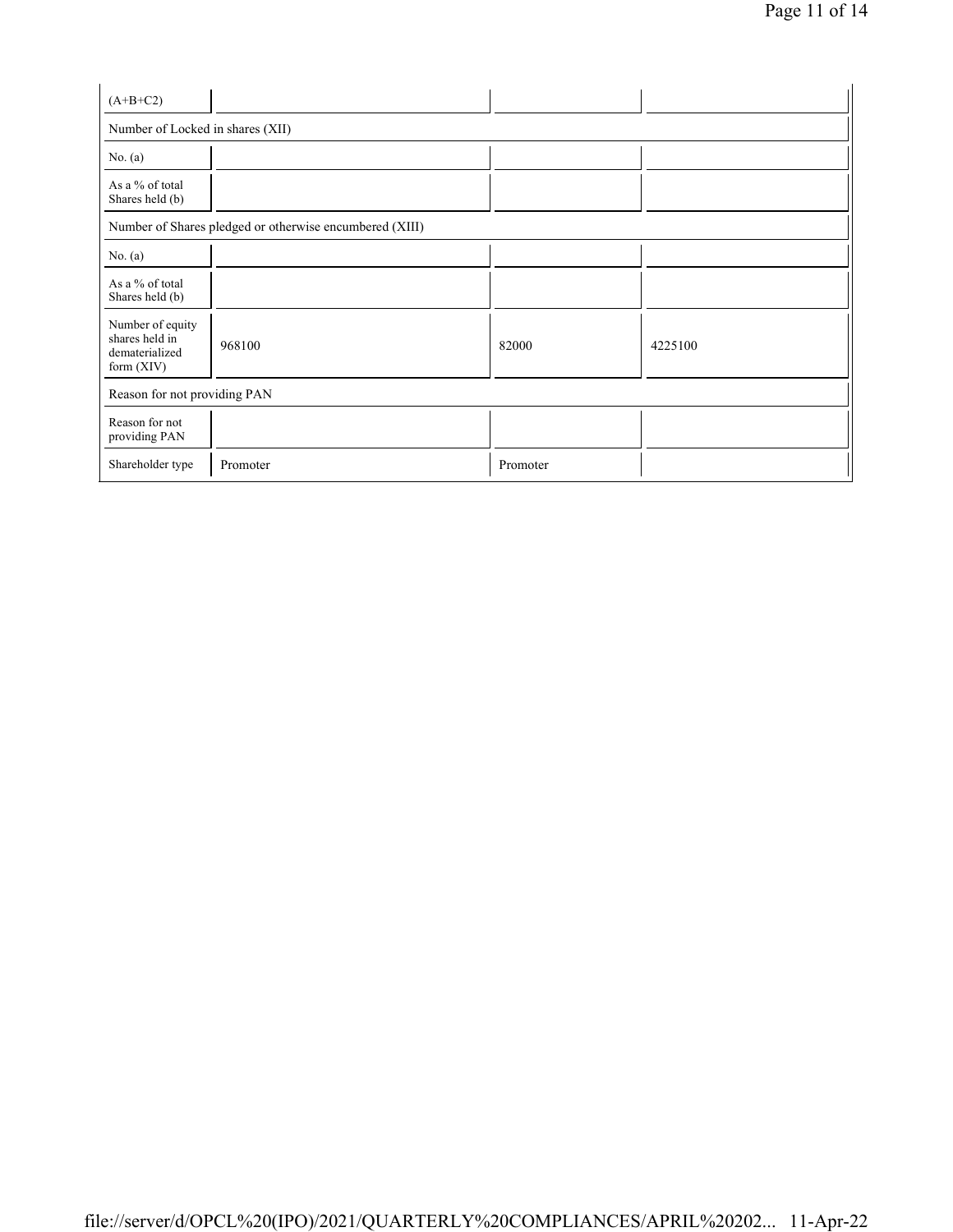| | | | |
|---|---|---|---|
| (A+B+C2) | | | |
| Number of Locked in shares (XII) | | | |
| No. (a) | | | |
| As a % of total Shares held (b) | | | |
| Number of Shares pledged or otherwise encumbered (XIII) | | | |
| No. (a) | | | |
| As a % of total Shares held (b) | | | |
| Number of equity shares held in dematerialized form (XIV) | 968100 | 82000 | 4225100 |
| Reason for not providing PAN | | | |
| Reason for not providing PAN | | | |
| Shareholder type | Promoter | Promoter | |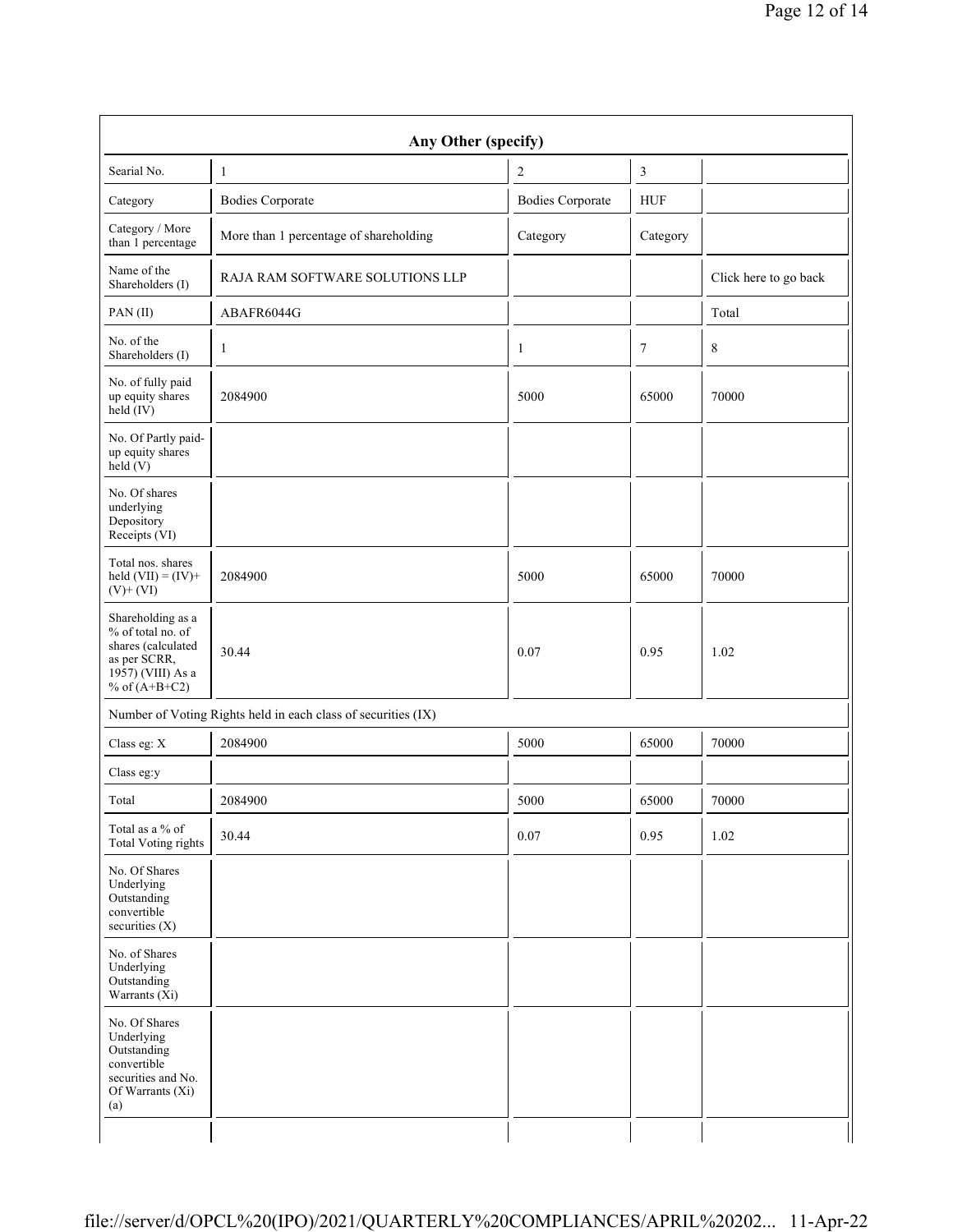| Any Other (specify) | | | | |
|---|---|---|---|---|
| Searial No. | 1 | 2 | 3 | |
| Category | Bodies Corporate | Bodies Corporate | HUF | |
| Category / More than 1 percentage | More than 1 percentage of shareholding | Category | Category | |
| Name of the Shareholders (I) | RAJA RAM SOFTWARE SOLUTIONS LLP | | | Click here to go back |
| PAN (II) | ABAFR6044G | | | Total |
| No. of the Shareholders (I) | 1 | 1 | 7 | 8 |
| No. of fully paid up equity shares held (IV) | 2084900 | 5000 | 65000 | 70000 |
| No. Of Partly paid-up equity shares held (V) | | | | |
| No. Of shares underlying Depository Receipts (VI) | | | | |
| Total nos. shares held (VII) = (IV)+ (V)+ (VI) | 2084900 | 5000 | 65000 | 70000 |
| Shareholding as a % of total no. of shares (calculated as per SCRR, 1957) (VIII) As a % of (A+B+C2) | 30.44 | 0.07 | 0.95 | 1.02 |
| Number of Voting Rights held in each class of securities (IX) | | | | |
| Class eg: X | 2084900 | 5000 | 65000 | 70000 |
| Class eg:y | | | | |
| Total | 2084900 | 5000 | 65000 | 70000 |
| Total as a % of Total Voting rights | 30.44 | 0.07 | 0.95 | 1.02 |
| No. Of Shares Underlying Outstanding convertible securities (X) | | | | |
| No. of Shares Underlying Outstanding Warrants (Xi) | | | | |
| No. Of Shares Underlying Outstanding convertible securities and No. Of Warrants (Xi) (a) | | | | |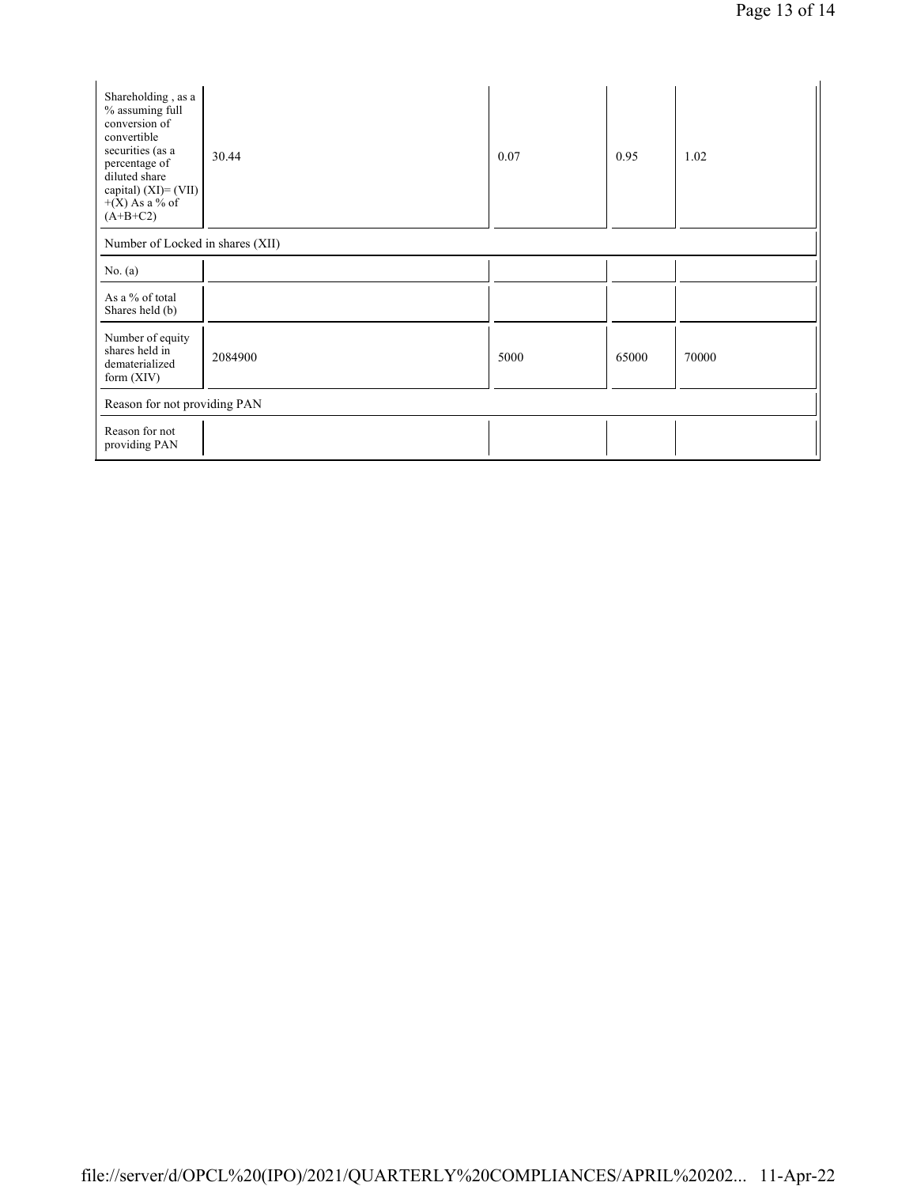| Shareholding , as a % assuming full conversion of convertible securities (as a percentage of diluted share capital) (XI)= (VII) +(X) As a % of (A+B+C2) | 30.44 | 0.07 | 0.95 | 1.02 |
|---|---|---|---|---|
| Number of Locked in shares (XII) | | | | |
| No. (a) | | | | |
| As a % of total Shares held (b) | | | | |
| Number of equity shares held in dematerialized form (XIV) | 2084900 | 5000 | 65000 | 70000 |
| Reason for not providing PAN | | | | |
| Reason for not providing PAN | | | | |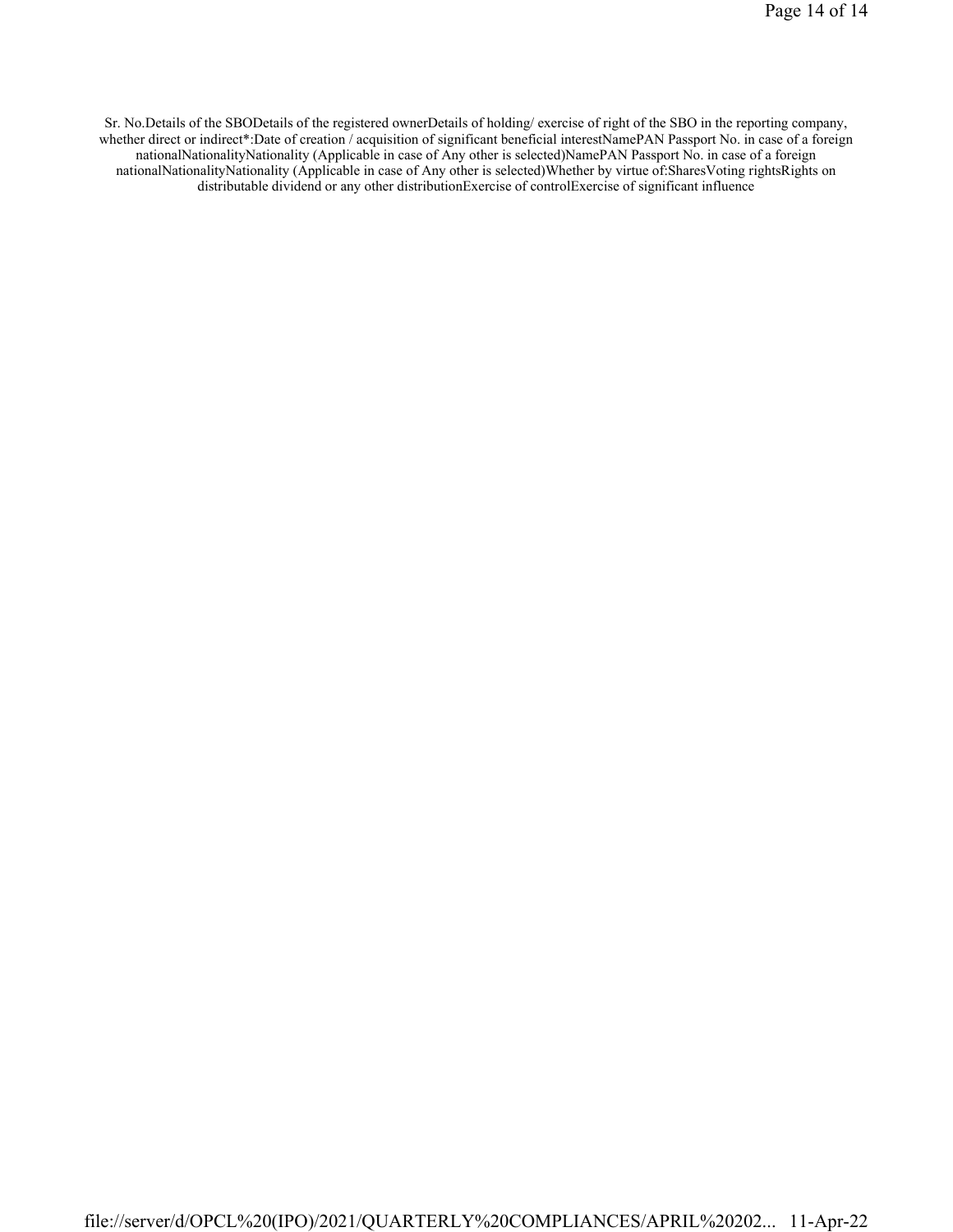Sr. No.Details of the SBODetails of the registered ownerDetails of holding/ exercise of right of the SBO in the reporting company, whether direct or indirect*:Date of creation / acquisition of significant beneficial interestNamePAN Passport No. in case of a foreign nationalNationalityNationality (Applicable in case of Any other is selected)NamePAN Passport No. in case of a foreign nationalNationalityNationality (Applicable in case of Any other is selected)Whether by virtue of:SharesVoting rightsRights on distributable dividend or any other distributionExercise of controlExercise of significant influence